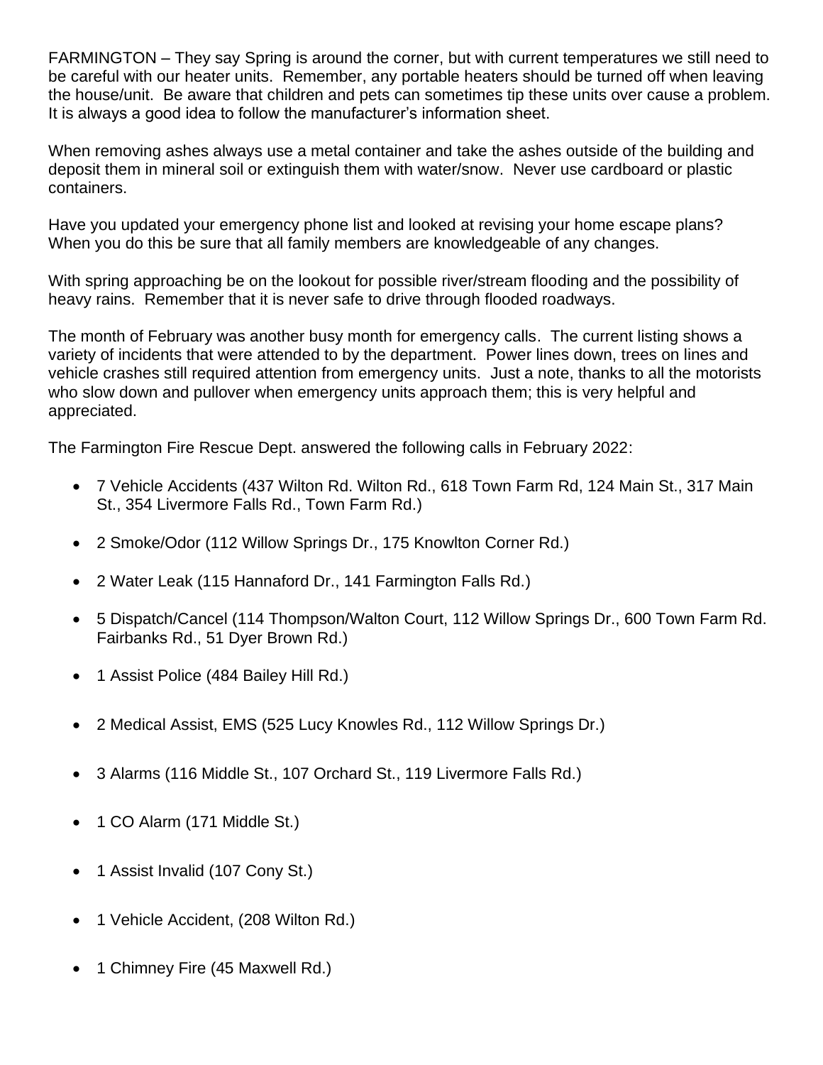FARMINGTON – They say Spring is around the corner, but with current temperatures we still need to be careful with our heater units. Remember, any portable heaters should be turned off when leaving the house/unit. Be aware that children and pets can sometimes tip these units over cause a problem. It is always a good idea to follow the manufacturer's information sheet.

When removing ashes always use a metal container and take the ashes outside of the building and deposit them in mineral soil or extinguish them with water/snow. Never use cardboard or plastic containers.

Have you updated your emergency phone list and looked at revising your home escape plans? When you do this be sure that all family members are knowledgeable of any changes.

With spring approaching be on the lookout for possible river/stream flooding and the possibility of heavy rains. Remember that it is never safe to drive through flooded roadways.

The month of February was another busy month for emergency calls. The current listing shows a variety of incidents that were attended to by the department. Power lines down, trees on lines and vehicle crashes still required attention from emergency units. Just a note, thanks to all the motorists who slow down and pullover when emergency units approach them; this is very helpful and appreciated.

The Farmington Fire Rescue Dept. answered the following calls in February 2022:

- 7 Vehicle Accidents (437 Wilton Rd. Wilton Rd., 618 Town Farm Rd, 124 Main St., 317 Main St., 354 Livermore Falls Rd., Town Farm Rd.)
- 2 Smoke/Odor (112 Willow Springs Dr., 175 Knowlton Corner Rd.)
- 2 Water Leak (115 Hannaford Dr., 141 Farmington Falls Rd.)
- 5 Dispatch/Cancel (114 Thompson/Walton Court, 112 Willow Springs Dr., 600 Town Farm Rd. Fairbanks Rd., 51 Dyer Brown Rd.)
- 1 Assist Police (484 Bailey Hill Rd.)
- 2 Medical Assist, EMS (525 Lucy Knowles Rd., 112 Willow Springs Dr.)
- 3 Alarms (116 Middle St., 107 Orchard St., 119 Livermore Falls Rd.)
- 1 CO Alarm (171 Middle St.)
- 1 Assist Invalid (107 Cony St.)
- 1 Vehicle Accident, (208 Wilton Rd.)
- 1 Chimney Fire (45 Maxwell Rd.)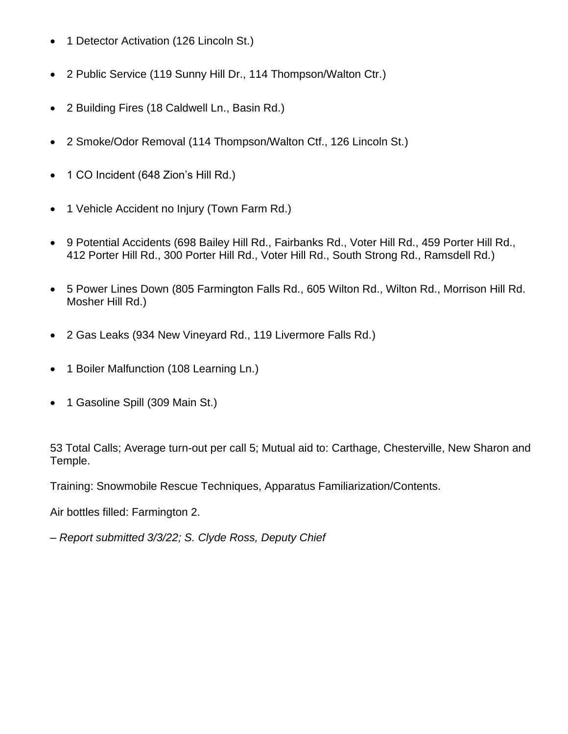- 1 Detector Activation (126 Lincoln St.)
- 2 Public Service (119 Sunny Hill Dr., 114 Thompson/Walton Ctr.)
- 2 Building Fires (18 Caldwell Ln., Basin Rd.)
- 2 Smoke/Odor Removal (114 Thompson/Walton Ctf., 126 Lincoln St.)
- 1 CO Incident (648 Zion's Hill Rd.)
- 1 Vehicle Accident no Injury (Town Farm Rd.)
- 9 Potential Accidents (698 Bailey Hill Rd., Fairbanks Rd., Voter Hill Rd., 459 Porter Hill Rd., 412 Porter Hill Rd., 300 Porter Hill Rd., Voter Hill Rd., South Strong Rd., Ramsdell Rd.)
- 5 Power Lines Down (805 Farmington Falls Rd., 605 Wilton Rd., Wilton Rd., Morrison Hill Rd. Mosher Hill Rd.)
- 2 Gas Leaks (934 New Vineyard Rd., 119 Livermore Falls Rd.)
- 1 Boiler Malfunction (108 Learning Ln.)
- 1 Gasoline Spill (309 Main St.)

53 Total Calls; Average turn-out per call 5; Mutual aid to: Carthage, Chesterville, New Sharon and Temple.

Training: Snowmobile Rescue Techniques, Apparatus Familiarization/Contents.

Air bottles filled: Farmington 2.

– *Report submitted 3/3/22; S. Clyde Ross, Deputy Chief*